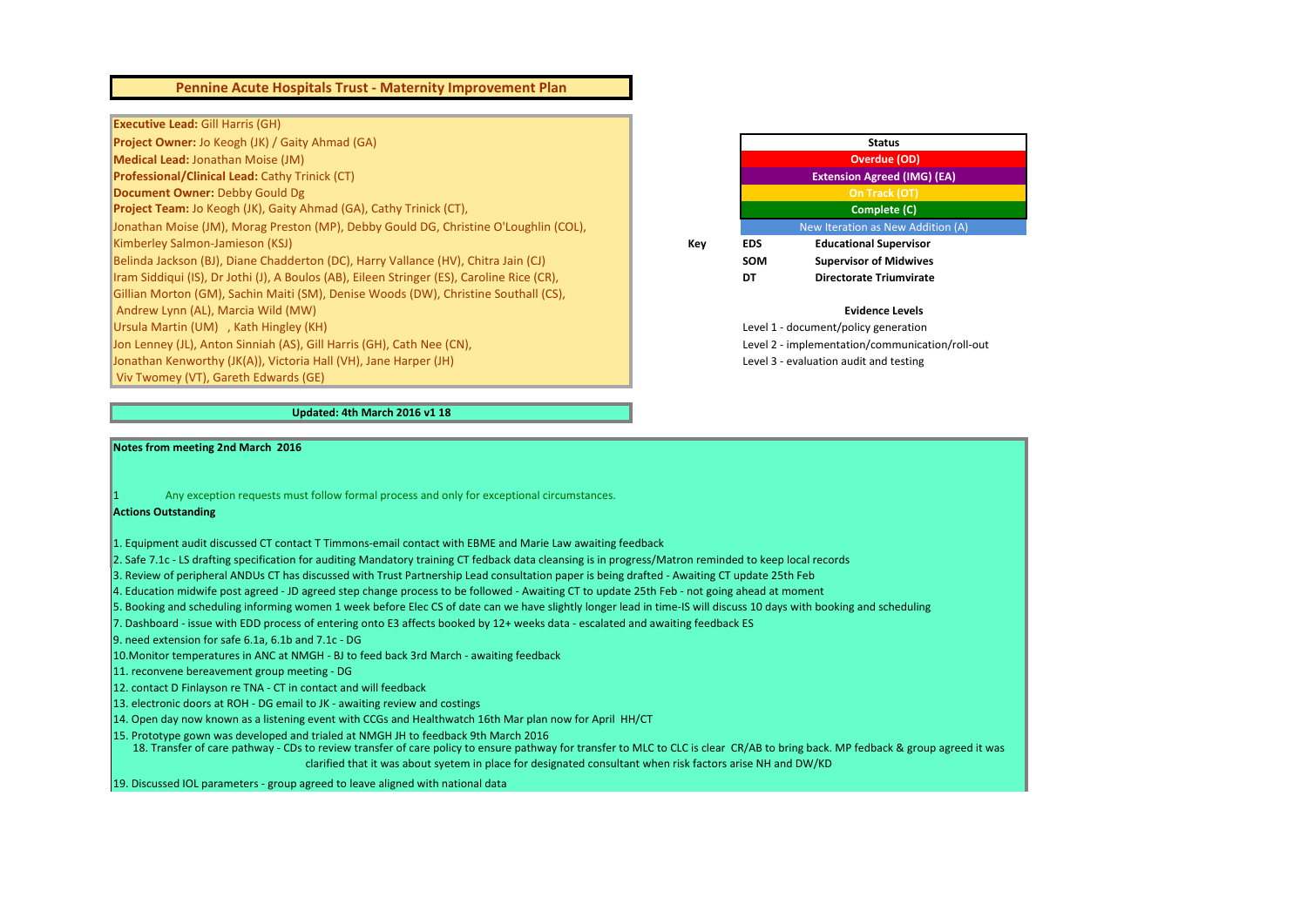# Pennine Acute Hospitals Trust - Maternity Improvement Plan

**Executive Lead:** Gill Harris (GH)
**Project Owner:** Jo Keogh (JK) / Gaity Ahmad (GA)
**Medical Lead:** Jonathan Moise (JM)
**Professional/Clinical Lead:** Cathy Trinick (CT)
**Document Owner:** Debby Gould Dg
**Project Team:** Jo Keogh (JK), Gaity Ahmad (GA), Cathy Trinick (CT),
Jonathan Moise (JM), Morag Preston (MP), Debby Gould DG, Christine O'Loughlin (COL),
Kimberley Salmon-Jamieson (KSJ)
Belinda Jackson (BJ), Diane Chadderton (DC), Harry Vallance (HV), Chitra Jain (CJ)
Iram Siddiqui (IS), Dr Jothi (J), A Boulos (AB), Eileen Stringer (ES), Caroline Rice (CR),
Gillian Morton (GM), Sachin Maiti (SM), Denise Woods (DW), Christine Southall (CS),
Andrew Lynn (AL), Marcia Wild (MW)
Ursula Martin (UM) , Kath Hingley (KH)
Jon Lenney (JL), Anton Sinniah (AS), Gill Harris (GH), Cath Nee (CN),
Jonathan Kenworthy (JK(A)), Victoria Hall (VH), Jane Harper (JH)
Viv Twomey (VT), Gareth Edwards (GE)

| Status |
|---|
| Overdue (OD) |
| Extension Agreed (IMG) (EA) |
| On Track (OT) |
| Complete (C) |
| New Iteration as New Addition (A) |

| Key | | |
|---|---|---|
| | EDS | Educational Supervisor |
| | SOM | Supervisor of Midwives |
| | DT | Directorate Triumvirate |

**Evidence Levels**

Level 1 - document/policy generation
Level 2 - implementation/communication/roll-out
Level 3 - evaluation audit and testing

**Updated: 4th March 2016 v1 18**

**Notes from meeting 2nd March 2016**

1 Any exception requests must follow formal process and only for exceptional circumstances.

**Actions Outstanding**

1. Equipment audit discussed CT contact T Timmons-email contact with EBME and Marie Law awaiting feedback
2. Safe 7.1c - LS drafting specification for auditing Mandatory training CT fedback data cleansing is in progress/Matron reminded to keep local records
3. Review of peripheral ANDUs CT has discussed with Trust Partnership Lead consultation paper is being drafted - Awaiting CT update 25th Feb
4. Education midwife post agreed - JD agreed step change process to be followed - Awaiting CT to update 25th Feb - not going ahead at moment
5. Booking and scheduling informing women 1 week before Elec CS of date can we have slightly longer lead in time-IS will discuss 10 days with booking and scheduling
7. Dashboard - issue with EDD process of entering onto E3 affects booked by 12+ weeks data - escalated and awaiting feedback ES
9. need extension for safe 6.1a, 6.1b and 7.1c - DG
10.Monitor temperatures in ANC at NMGH - BJ to feed back 3rd March - awaiting feedback
11. reconvene bereavement group meeting - DG
12. contact D Finlayson re TNA - CT in contact and will feedback
13. electronic doors at ROH - DG email to JK - awaiting review and costings
14. Open day now known as a listening event with CCGs and Healthwatch 16th Mar plan now for April HH/CT
15. Prototype gown was developed and trialed at NMGH JH to feedback 9th March 2016
18. Transfer of care pathway - CDs to review transfer of care policy to ensure pathway for transfer to MLC to CLC is clear CR/AB to bring back. MP fedback & group agreed it was clarified that it was about syetem in place for designated consultant when risk factors arise NH and DW/KD
19. Discussed IOL parameters - group agreed to leave aligned with national data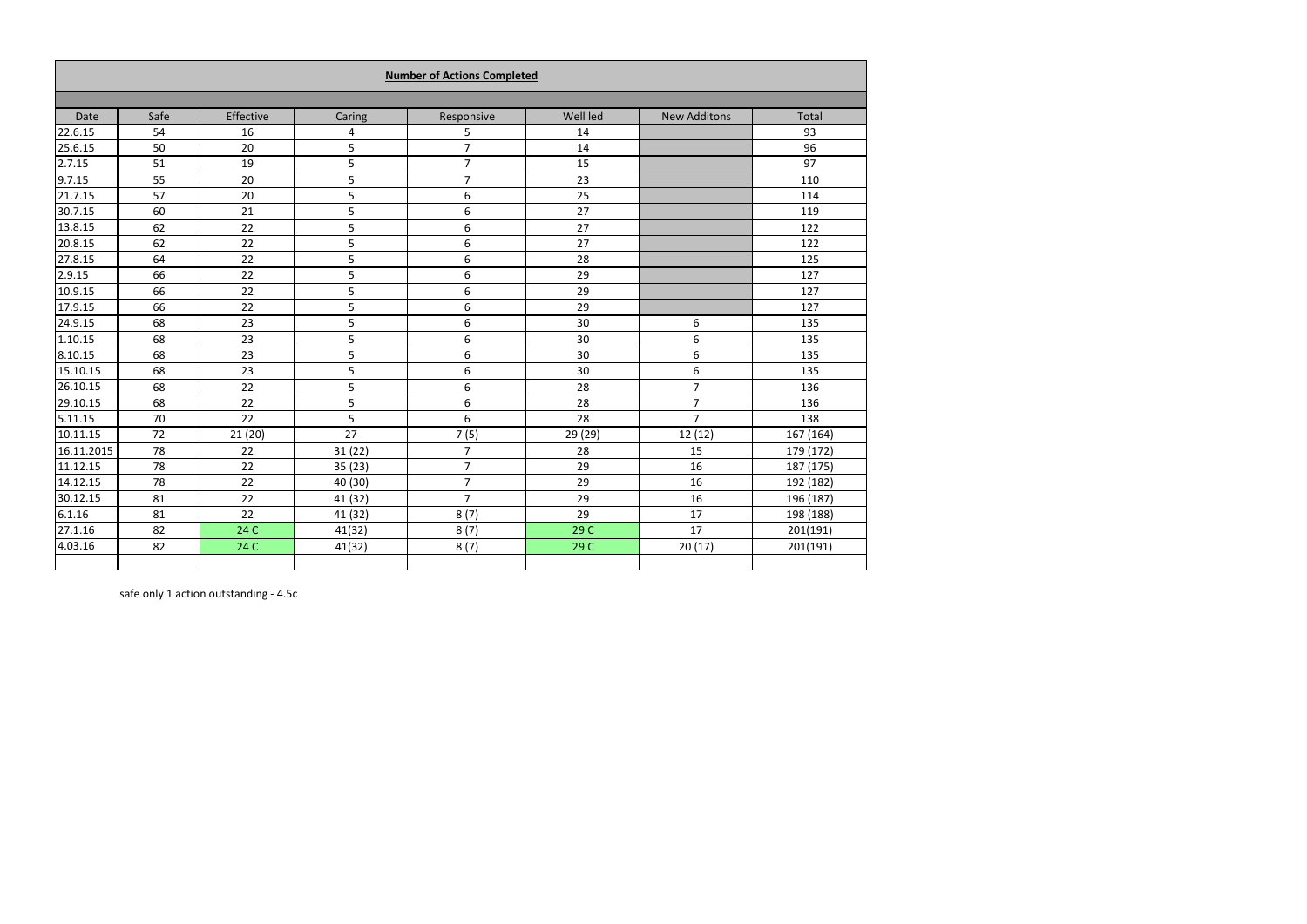**Number of Actions Completed**

| Date | Safe | Effective | Caring | Responsive | Well led | New Additons | Total |
|---|---|---|---|---|---|---|---|
| 22.6.15 | 54 | 16 | 4 | 5 | 14 | | 93 |
| 25.6.15 | 50 | 20 | 5 | 7 | 14 | | 96 |
| 2.7.15 | 51 | 19 | 5 | 7 | 15 | | 97 |
| 9.7.15 | 55 | 20 | 5 | 7 | 23 | | 110 |
| 21.7.15 | 57 | 20 | 5 | 6 | 25 | | 114 |
| 30.7.15 | 60 | 21 | 5 | 6 | 27 | | 119 |
| 13.8.15 | 62 | 22 | 5 | 6 | 27 | | 122 |
| 20.8.15 | 62 | 22 | 5 | 6 | 27 | | 122 |
| 27.8.15 | 64 | 22 | 5 | 6 | 28 | | 125 |
| 2.9.15 | 66 | 22 | 5 | 6 | 29 | | 127 |
| 10.9.15 | 66 | 22 | 5 | 6 | 29 | | 127 |
| 17.9.15 | 66 | 22 | 5 | 6 | 29 | | 127 |
| 24.9.15 | 68 | 23 | 5 | 6 | 30 | 6 | 135 |
| 1.10.15 | 68 | 23 | 5 | 6 | 30 | 6 | 135 |
| 8.10.15 | 68 | 23 | 5 | 6 | 30 | 6 | 135 |
| 15.10.15 | 68 | 23 | 5 | 6 | 30 | 6 | 135 |
| 26.10.15 | 68 | 22 | 5 | 6 | 28 | 7 | 136 |
| 29.10.15 | 68 | 22 | 5 | 6 | 28 | 7 | 136 |
| 5.11.15 | 70 | 22 | 5 | 6 | 28 | 7 | 138 |
| 10.11.15 | 72 | 21 (20) | 27 | 7 (5) | 29 (29) | 12 (12) | 167 (164) |
| 16.11.2015 | 78 | 22 | 31 (22) | 7 | 28 | 15 | 179 (172) |
| 11.12.15 | 78 | 22 | 35 (23) | 7 | 29 | 16 | 187 (175) |
| 14.12.15 | 78 | 22 | 40 (30) | 7 | 29 | 16 | 192 (182) |
| 30.12.15 | 81 | 22 | 41 (32) | 7 | 29 | 16 | 196 (187) |
| 6.1.16 | 81 | 22 | 41 (32) | 8 (7) | 29 | 17 | 198 (188) |
| 27.1.16 | 82 | 24 C | 41(32) | 8 (7) | 29 C | 17 | 201(191) |
| 4.03.16 | 82 | 24 C | 41(32) | 8 (7) | 29 C | 20 (17) | 201(191) |
| | | | | | | | |

safe only 1 action outstanding - 4.5c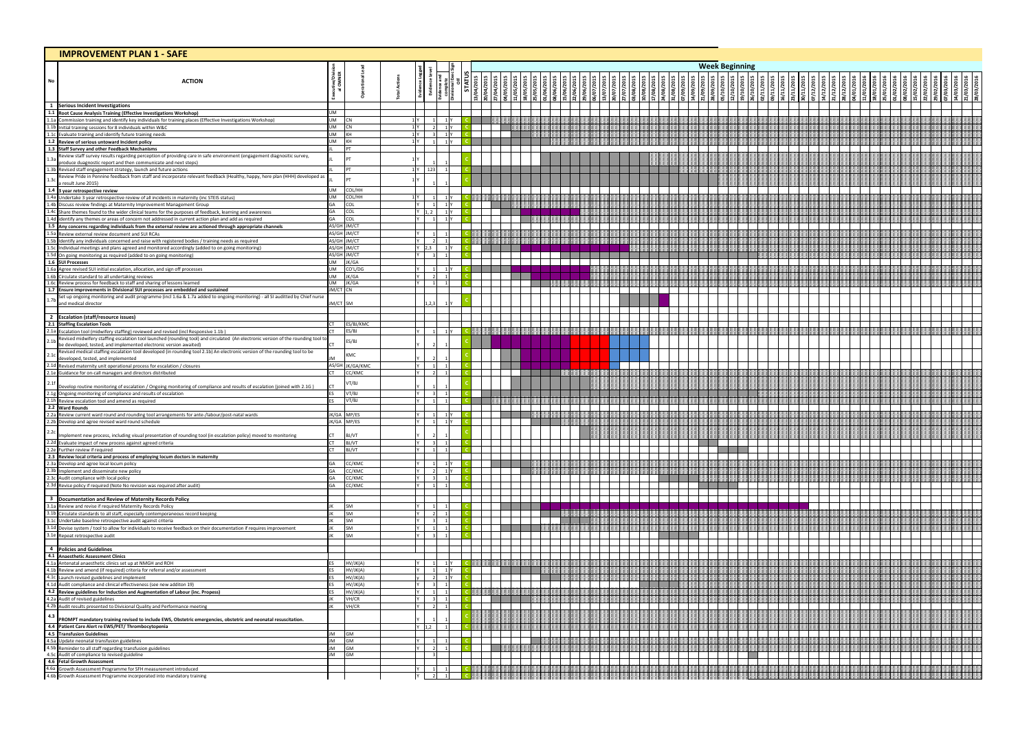# IMPROVEMENT PLAN 1 - SAFE

| No | ACTION | Executive/Divisional OWNER | Operational Lead | Total Actions | Evidence Logged | Evidence Level | Evidence and complete | Divisional Exec Sign Off | STATUS |
|---|---|---|---|---|---|---|---|---|---|
| 1 | **Serious Incident Investigations** | | | | | | | | |
| 1.1 | **Root Cause Analysis Training (Effective Investigations Workshop)** | UM | | | | | | | |
| 1.1a | Commission training and identify key individuals for training places (Effective Investigations Workshop) | UM | CN | 1 | Y | 1 | 1 | Y | C |
| 1.1b | Initial training sessions for 8 individuals within W&C | UM | CN | 1 | Y | 2 | 1 | Y | C |
| 1.1c | Evaluate training and identify future training needs | UM | KH | 1 | Y | 3 | 1 | Y | C |
| 1.2 | **Review of serious untoward Incident policy** | UM | KH | 1 | Y | 1 | 1 | Y | C |
| 1.3 | **Staff Survey and other Feedback Mechanisms** | JL | PT | | | | | | |
| 1.3a | Review staff survey results regarding perception of providing care in safe environment (engagement diagnostic survey, produce diagnostic report and then communicate and next steps) | JL | PT | 1 | Y | 1 | 1 | | C |
| 1.3b | Revised staff engagement strategy, launch and future actions | JL | PT | 1 | Y | 123 | 1 | | C |
| 1.3c | Review Pride in Pennine feedback from staff and incorporate relevant feedback (Healthy, happy, here plan (HHH) developed as a result June 2015) | JL | PT | 1 | Y | 1 | 1 | | C |
| 1.4 | **3 year retrospective review** | UM | COL/HH | | | | | | |
| 1.4a | Undertake 3 year retrospective review of all incidents in maternity (inc STEIS status) | UM | COL/HH | 1 | Y | 1 | 1 | Y | C |
| 1.4b | Discuss review findings at Maternity Improvement Management Group | GA | COL | | Y | 1 | 1 | Y | C |
| 1.4c | Share themes found to the wider clinical teams for the purposes of feedback, learning and awareness | GA | COL | | Y | 1, 2 | 1 | Y | C |
| 1.4d | Identify any themes or areas of concern not addressed in current action plan and add as required | GA | COL | | Y | 1 | 1 | Y | C |
| 1.5 | **Any concerns regarding individuals from the external review are actioned through appropriate channels** | AS/GH | JM/CT | | | | | | |
| 1.5a | Review external review document and SUI RCAs | AS/GH | JM/CT | | Y | 1 | 1 | | C |
| 1.5b | Identify any individuals concerned and raise with registered bodies / training needs as required | AS/GH | JM/CT | | Y | 2 | 1 | | C |
| 1.5c | Individual meetings and plans agreed and monitored accordingly (added to on going monitoring) | AS/GH | JM/CT | | Y | 2,3 | 1 | Y | C |
| 1.5d | On going monitoring as required (added to on going monitoring) | AS/GH | JM/CT | | Y | 3 | 1 | | C |
| 1.6 | **SUI Processes** | UM | JK/GA | | | | | | |
| 1.6a | Agree revised SUI initial escalation, allocation, and sign off processes | UM | CO'L/DG | | Y | 1 | 1 | Y | C |
| 1.6b | Circulate standard to all undertaking reviews | UM | JK/GA | | Y | 2 | 1 | | C |
| 1.6c | Review process for feedback to staff and sharing of lessons learned | UM | JK/GA | | Y | 1 | 1 | | C |
| 1.7 | **Ensure improvements in Divisional SUI processes are embedded and sustained** | JM/CT | CN | | | | | | |
| 1.7b | Set up ongoing monitoring and audit programme (incl 1.6a & 1.7a added to ongoing monitoring) - all SI auditted by Chief nurse and medical director | JM/CT | SM | | | 1,2,3 | 1 | Y | C |
| 2 | **Escalation (staff/resource issues)** | | | | | | | | |
| 2.1 | **Staffing Escalation Tools** | CT | ES/BJ/KMC | | | | | | |
| 2.1a | Escalation tool (midwifery staffing) reviewed and revised (incl Responsive 1.1b ) | CT | ES/BJ | | Y | 1 | 1 | Y | C |
| 2.1b | Revised midwifery staffing escalation tool launched (rounding tool) and circulated (An electronic version of the rounding tool to be developed, tested, and implemented electronic version awaited) | CT | ES/BJ | | Y | 2 | 1 | | C |
| 2.1c | Revised medical staffing escalation tool developed (in rounding tool 2.1b) An electronic version of the rounding tool to be developed, tested, and implemented | JM | KMC | | Y | 2 | 1 | | C |
| 2.1d | Revised maternity unit operational process for escalation / closures | AS/GH | JK/GA/KMC | | Y | 1 | 1 | | C |
| 2.1e | Guidance for on-call managers and directors distributed | CT | CC/KMC | | Y | 2 | 1 | | C |
| 2.1f | Develop routine monitoring of escalation / Ongoing monitoring of compliance and results of escalation (joined with 2.1G ) | CT | VT/BJ | | Y | 1 | 1 | | C |
| 2.1g | Ongoing monitoring of compliance and results of escalation | ES | VT/BJ | | Y | 3 | 1 | | C |
| 2.1h | Review escalation tool and amend as required | ES | VT/BJ | | Y | 1 | 1 | | C |
| 2.2 | **Ward Rounds** | | | | | | | | |
| 2.2a | Review current ward round and rounding tool arrangements for ante-/labour/post-natal wards | JK/GA | MP/ES | | Y | 1 | 1 | Y | C |
| 2.2b | Develop and agree revised ward round schedule | JK/GA | MP/ES | | Y | 1 | 1 | Y | C |
| 2.2c | Implement new process, including visual presentation of rounding tool (in escalation policy) moved to monitoring | CT | BJ/VT | | Y | 2 | 1 | | C |
| 2.2d | Evaluate impact of new process against agreed criteria | CT | BJ/VT | | Y | 3 | 1 | | C |
| 2.2e | Further review if required | CT | BJ/VT | | Y | 1 | 1 | | C |
| 2.3 | **Review local criteria and process of employing locum doctors in maternity** | | | | | | | | |
| 2.3a | Develop and agree local locum policy | GA | CC/KMC | | Y | 1 | 1 | Y | C |
| 2.3b | Implement and disseminate new policy | GA | CC/KMC | | Y | 2 | 1 | Y | C |
| 2.3c | Audit compliance with local policy | GA | CC/KMC | | Y | 3 | 1 | | C |
| 2.3d | Revise policy if required (Note No revision was required after audit) | GA | CC/KMC | | Y | 1 | 1 | | C |
| 3 | **Documentation and Review of Maternity Records Policy** | | | | | | | | |
| 3.1a | Review and revise if required Maternity Records Policy | JK | SM | | Y | 1 | 1 | | C |
| 3.1b | Circulate standards to all staff, especially contemporaneous record keeping | JK | SM | | Y | 2 | 1 | | C |
| 3.1c | Undertake baseline retrospective audit against criteria | JK | SM | | Y | 3 | 1 | | C |
| 3.1d | Devise system / tool to allow for individuals to receive feedback on their documentation if requires improvement | JK | SM | | Y | 1 | 1 | | C |
| 3.1e | Repeat retrospective audit | JK | SM | | Y | 3 | 1 | | C |
| 4 | **Policies and Guidelines** | | | | | | | | |
| 4.1 | **Anaesthetic Assessment Clinics** | | | | | | | | |
| 4.1a | Antenatal anaesthetic clinics set up at NMGH and ROH | ES | HV/JK(A) | | Y | 1 | 1 | Y | C |
| 4.1b | Review and amend (if required) criteria for referral and/or assessment | ES | HV/JK(A) | | Y | 1 | 1 | Y | C |
| 4.1c | Launch revised guidelines and implement | ES | HV/JK(A) | | y | 2 | 1 | Y | C |
| 4.1d | Audit compliance and clinical effectiveness (see new additon 19) | ES | HV/JK(A) | | Y | 3 | 1 | | C |
| 4.2 | **Review guidelines for Induction and Augmentation of Labour (inc. Propess)** | ES | HV/JK(A) | | Y | 1 | 1 | | C |
| 4.2a | Audit of revised guidelines | JK | VH/CR | | Y | 3 | 1 | | C |
| 4.2b | Audit results presented to Divisional Quality and Performance meeting | JK | VH/CR | | Y | 2 | 1 | | C |
| 4.3 | PROMPT mandatory training revised to include EWS, Obstetric emergencies, obstetric and neonatal resuscitation. | | | | Y | 1 | 1 | | C |
| 4.4 | **Patient Care Alert re EWS/PET/ Thrombocytopenia** | | | | Y | 1,2 | 1 | | C |
| 4.5 | **Transfusion Guidelines** | JM | GM | | | | | | |
| 4.5a | Update neonatal transfusion guidelines | JM | GM | | Y | 1 | 1 | | C |
| 4.5b | Reminder to all staff regarding transfusion guidelines | JM | GM | | Y | 2 | 1 | | C |
| 4.5c | Audit of compliance to revised guideline | JM | GM | | | 3 | | | |
| 4.6 | **Fetal Growth Assessment** | | | | | | | | |
| 4.6a | Growth Assessment Programme for SFH measurement introduced | | | | Y | 1 | 1 | | C |
| 4.6b | Growth Assessment Programme incorporated into mandatory training | | | | Y | 2 | 1 | | C |

**Week Beginning:** 13/04/2015, 20/04/2015, 27/04/2015, 04/05/2015, 11/05/2015, 18/05/2015, 25/05/2015, 01/06/2015, 08/06/2015, 15/06/2015, 22/06/2015, 29/06/2015, 06/07/2015, 13/07/2015, 20/07/2015, 27/07/2015, 03/08/2015, 10/08/2015, 17/08/2015, 24/08/2015, 31/08/2015, 07/09/2015, 14/09/2015, 21/09/2015, 28/09/2015, 05/10/2015, 12/10/2015, 19/10/2015, 26/10/2015, 02/11/2015, 09/11/2015, 16/11/2015, 23/11/2015, 30/11/2015, 07/12/2015, 14/12/2015, 21/12/2015, 28/12/2015, 04/01/2016, 11/01/2016, 18/01/2016, 25/01/2016, 01/02/2016, 08/02/2016, 15/02/2016, 22/02/2016, 29/02/2016, 07/03/2016, 14/03/2016, 21/03/2016, 28/03/2016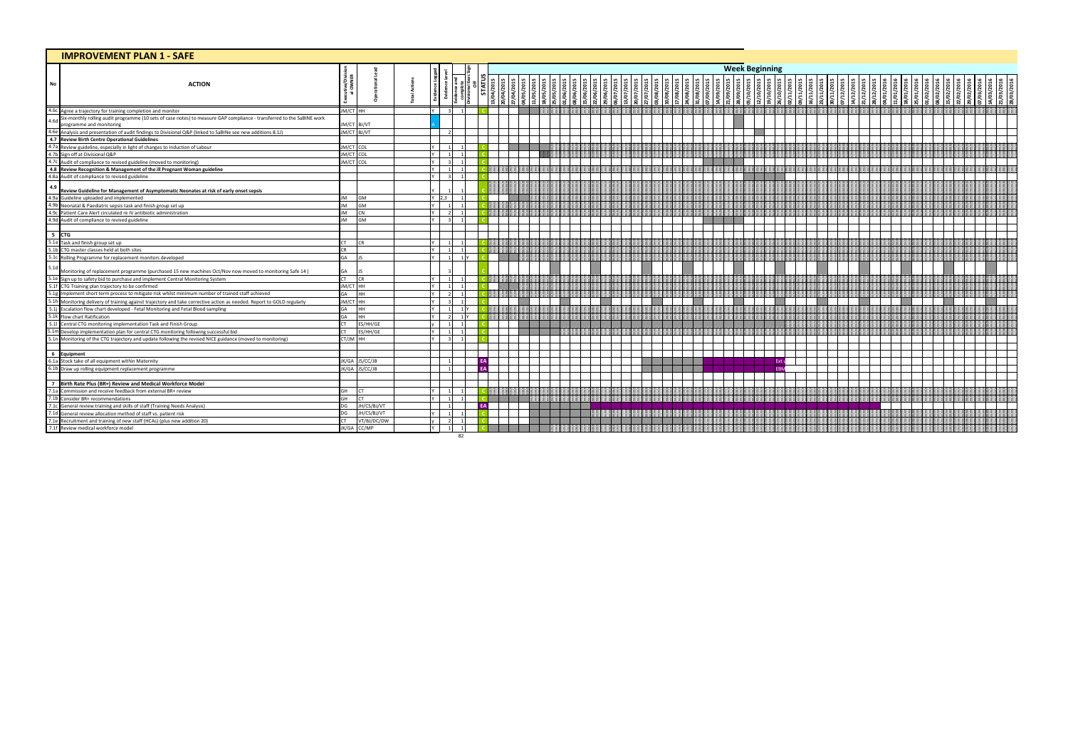## IMPROVEMENT PLAN 1 - SAFE

| No | ACTION | Executive/Divisional OWNER | Operational Lead | Total Actions | Evidence Logged | Evidence level | Evidence and complete | Divisional Exec Sign Off | STATUS |
|---|---|---|---|---|---|---|---|---|---|
| 4.6c | Agree a trajectory for training completion and monitor | JM/CT | HH | | Y | 3 | 1 | | C |
| 4.6d | Six-monthly rolling audit programme (10 sets of case notes) to measure GAP compliance - transferred to the SaBINE work programme and monitoring | JM/CT | BJ/VT | | | | | | A |
| 4.6e | Analysis and presentation of audit findings to Divisional Q&P (linked to SaBINe see new additions 8.1J) | JM/CT | BJ/VT | | | 2 | | | |
| 4.7 | **Review Birth Centre Operational Guidelines** | | | | | | | | |
| 4.7a | Review guideline, especially in light of changes to Induction of Labour | JM/CT | COL | | Y | 1 | 1 | | C |
| 4.7b | Sign off at Divisional Q&P | JM/CT | COL | | Y | 1 | 1 | | C |
| 4.7c | Audit of compliance to revised guideline (moved to monitoring) | JM/CT | COL | | Y | 3 | 1 | | C |
| 4.8 | **Review Recognition & Management of the ill Pregnant Woman guideline** | | | | Y | 1 | 1 | | C |
| 4.8a | Audit of compliance to revised guideline | | | | Y | 3 | 1 | | C |
| 4.9 | **Review Guideline for Management of Asymptomatic Neonates at risk of early onset sepsis** | | | | Y | 1 | 1 | | C |
| 4.9a | Guideline uploaded and implemented | JM | GM | | Y | 2,3 | 1 | | C |
| 4.9b | Neonatal & Paediatric sepsis task and finish group set up | JM | GM | | Y | 1 | 1 | | C |
| 4.9c | Patient Care Alert circulated re IV antibiotic administration | JM | CN | | Y | 2 | 1 | | C |
| 4.9d | Audit of compliance to revised guideline | JM | GM | | Y | 3 | 1 | | C |
| 5 | **CTG** | | | | | | | | |
| 5.1a | Task and finish group set up | CT | CR | | Y | 1 | 1 | | C |
| 5.1b | CTG master classes held at both sites | CR | | | Y | 1 | 1 | | C |
| 5.1c | Rolling Programme for replacement monitors developed | GA | JS | | Y | 1 | 1 | Y | C |
| 5.1d | Monitoring of replacement programme (purchased 15 new machines Oct/Nov now moved to monitoring Safe 14 ) | GA | JS | | | 3 | | | C |
| 5.1e | Sign up to safety bid to purchase and implement Central Monitoring System | CT | CR | | Y | 1 | 1 | | C |
| 5.1f | CTG Training plan trajectory to be confirmed | JM/CT | HH | | Y | 1 | 1 | | C |
| 5.1g | Implement short term process to mitigate risk whilst minimum number of trained staff achieved | GA | HH | | Y | 2 | 1 | | C |
| 5.1h | Monitoring delivery of training against trajectory and take corrective action as needed. Report to GOLD regularly | JM/CT | HH | | Y | 3 | 1 | | C |
| 5.1j | Escalation flow chart developed - Fetal Monitoring and Fetal Blood sampling | GA | HH | | Y | 1 | 1 | Y | C |
| 5.1k | Flow chart Ratification | GA | HH | | Y | 2 | 1 | Y | C |
| 5.1l | Central CTG monitoring implementation Task and Finish Group | CT | ES/HH/GE | | y | 1 | 1 | | C |
| 5.1m | Develop implementation plan for central CTG monitoring following successful bid | CT | ES/HH/GE | | Y | 1 | 1 | | C |
| 5.1n | Monitoring of the CTG trajectory and update following the revised NICE guidance (moved to monitoring) | CT/JM | HH | | Y | 3 | 1 | | C |
| 6 | **Equipment** | | | | | | | | |
| 6.1a | Stock take of all equipment within Maternity | JK/GA | JS/CC/JB | | | 1 | | | EA |
| 6.1b | Draw up rolling equipment replacement programme | JK/GA | JS/CC/JB | | | 1 | | | EA |
| 7 | **Birth Rate Plus (BR+) Review and Medical Workforce Model** | | | | | | | | |
| 7.1a | Commission and receive feedback from external BR+ review | GH | CT | | Y | 1 | 1 | | C |
| 7.1b | Consider BR+ recommendations | GH | CT | | Y | 1 | 1 | | C |
| 7.1c | General review training and skills of staff (Training Needs Analysis) | DG | JH/CS/BJ/VT | | | 1 | | | EA |
| 7.1d | General review allocation method of staff vs. patient risk | DG | JH/CS/BJ/VT | | Y | 1 | 1 | | C |
| 7.1e | Recruitment and training of new staff (HCAs) (plus new addition 20) | CT | VT/BJ/DC/DW | | y | 2 | 1 | | C |
| 7.1f | Review medical workforce model | JK/GA | CC/MP | | Y | 1 | 1 | | C |
| | | | | | | | 82 | | |

**Week Beginning:** 13/04/2015, 20/04/2015, 27/04/2015, 04/05/2015, 11/05/2015, 18/05/2015, 25/05/2015, 01/06/2015, 08/06/2015, 15/06/2015, 22/06/2015, 29/06/2015, 06/07/2015, 13/07/2015, 20/07/2015, 27/07/2015, 03/08/2015, 10/08/2015, 17/08/2015, 24/08/2015, 31/08/2015, 07/09/2015, 14/09/2015, 21/09/2015, 28/09/2015, 05/10/2015, 12/10/2015, 19/10/2015, 26/10/2015, 02/11/2015, 09/11/2015, 16/11/2015, 23/11/2015, 30/11/2015, 07/12/2015, 14/12/2015, 21/12/2015, 28/12/2015, 04/01/2016, 11/01/2016, 18/01/2016, 25/01/2016, 01/02/2016, 08/02/2016, 15/02/2016, 22/02/2016, 29/02/2016, 07/03/2016, 14/03/2016, 21/03/2016, 28/03/2016

Ext | EBM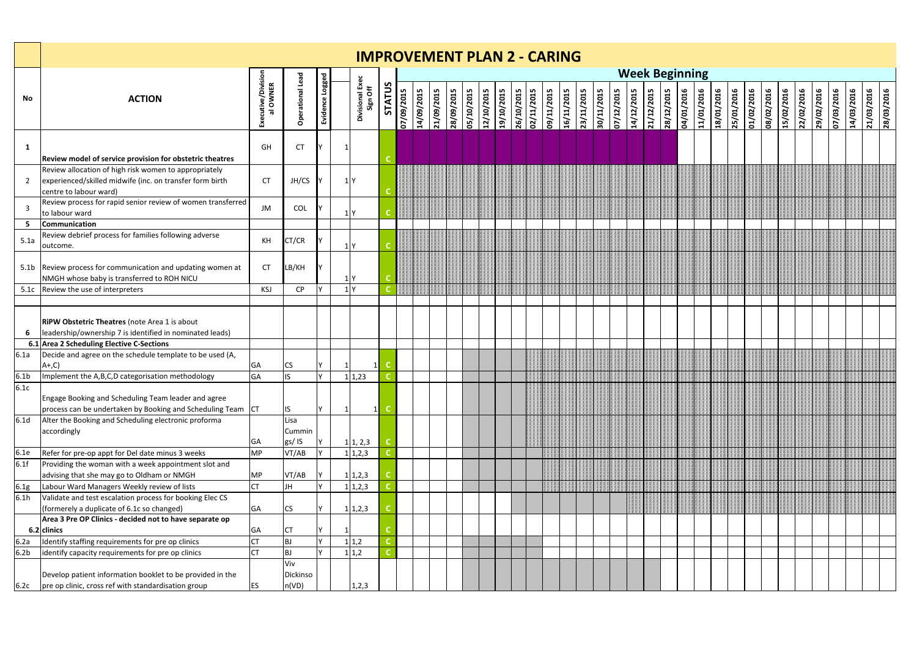# IMPROVEMENT PLAN 2 - CARING

| No | ACTION | Executive/Divisional OWNER | Operational Lead | Evidence Logged | | Divisional Exec Sign Off | STATUS | Week Beginning | | | | | | | | | | | | | | | | | | | | | | | | | | | | | |
|---|---|---|---|---|---|---|---|---|---|---|---|---|---|---|---|---|---|---|---|---|---|---|---|---|---|---|---|---|---|---|---|---|---|---|---|---|---|
| | | | | | | | | 07/09/2015 | 14/09/2015 | 21/09/2015 | 28/09/2015 | 05/10/2015 | 12/10/2015 | 19/10/2015 | 26/10/2015 | 02/11/2015 | 09/11/2015 | 16/11/2015 | 23/11/2015 | 30/11/2015 | 07/12/2015 | 14/12/2015 | 21/12/2015 | 28/12/2015 | 04/01/2016 | 11/01/2016 | 18/01/2016 | 25/01/2016 | 01/02/2016 | 08/02/2016 | 15/02/2016 | 22/02/2016 | 29/02/2016 | 07/03/2016 | 14/03/2016 | 21/03/2016 | 28/03/2016 |
| 1 | **Review model of service provision for obstetric theatres** | GH | CT | Y | 1 | | C | | | | | | | | | | | | | | | | | | | | | | | | | | | | | | | | |
| 2 | Review allocation of high risk women to appropriately experienced/skilled midwife (inc. on transfer form birth centre to labour ward) | CT | JH/CS | Y | 1 | Y | C | | | | | | | | | | | | | | | | | | | | | | | | | | | | | | | | |
| 3 | Review process for rapid senior review of women transferred to labour ward | JM | COL | Y | 1 | Y | C | | | | | | | | | | | | | | | | | | | | | | | | | | | | | | | | |
| **5** | **Communication** | | | | | | | | | | | | | | | | | | | | | | | | | | | | | | | | | | | | | | |
| 5.1a | Review debrief process for families following adverse outcome. | KH | CT/CR | Y | 1 | Y | C | | | | | | | | | | | | | | | | | | | | | | | | | | | | | | | | |
| 5.1b | Review process for communication and updating women at NMGH whose baby is transferred to ROH NICU | CT | LB/KH | Y | 1 | Y | C | | | | | | | | | | | | | | | | | | | | | | | | | | | | | | | | |
| 5.1c | Review the use of interpreters | KSJ | CP | Y | 1 | Y | C | | | | | | | | | | | | | | | | | | | | | | | | | | | | | | | | |
| | | | | | | | | | | | | | | | | | | | | | | | | | | | | | | | | | | | | | |
| **6** | **RiPW Obstetric Theatres** (note Area 1 is about leadership/ownership 7 is identified in nominated leads) | | | | | | | | | | | | | | | | | | | | | | | | | | | | | | | | | | | | |
| **6.1** | **Area 2 Scheduling Elective C-Sections** | | | | | | | | | | | | | | | | | | | | | | | | | | | | | | | | | | | | |
| 6.1a | Decide and agree on the schedule template to be used (A, A+,C) | GA | CS | Y | 1 | 1 | C | | | | | | | | | | | | | | | | | | | | | | | | | | | | | | | | |
| 6.1b | Implement the A,B,C,D categorisation methodology | GA | IS | Y | 1 | 1,23 | C | | | | | | | | | | | | | | | | | | | | | | | | | | | | | | | | |
| 6.1c | Engage Booking and Scheduling Team leader and agree process can be undertaken by Booking and Scheduling Team | CT | IS | Y | 1 | 1 | C | | | | | | | | | | | | | | | | | | | | | | | | | | | | | | | | |
| 6.1d | Alter the Booking and Scheduling electronic proforma accordingly | GA | Lisa Cummings/ IS | Y | 1 | 1, 2,3 | C | | | | | | | | | | | | | | | | | | | | | | | | | | | | | | | | |
| 6.1e | Refer for pre-op appt for Del date minus 3 weeks | MP | VT/AB | Y | 1 | 1,2,3 | C | | | | | | | | | | | | | | | | | | | | | | | | | | | | | | | | |
| 6.1f | Providing the woman with a week appointment slot and advising that she may go to Oldham or NMGH | MP | VT/AB | Y | 1 | 1,2,3 | C | | | | | | | | | | | | | | | | | | | | | | | | | | | | | | | | |
| 6.1g | Labour Ward Managers Weekly review of lists | CT | JH | Y | 1 | 1,2,3 | C | | | | | | | | | | | | | | | | | | | | | | | | | | | | | | | | |
| 6.1h | Validate and test escalation process for booking Elec CS (formerely a duplicate of 6.1c so changed) | GA | CS | Y | 1 | 1,2,3 | C | | | | | | | | | | | | | | | | | | | | | | | | | | | | | | | | |
| **6.2** | **Area 3 Pre OP Clinics - decided not to have separate op clinics** | GA | CT | Y | 1 | | C | | | | | | | | | | | | | | | | | | | | | | | | | | | | | | | | |
| 6.2a | Identify staffing requirements for pre op clinics | CT | BJ | Y | 1 | 1,2 | C | | | | | | | | | | | | | | | | | | | | | | | | | | | | | | | | |
| 6.2b | identify capacity requirements for pre op clinics | CT | BJ | Y | 1 | 1,2 | C | | | | | | | | | | | | | | | | | | | | | | | | | | | | | | | | |
| 6.2c | Develop patient information booklet to be provided in the pre op clinic, cross ref with standardisation group | ES | Viv Dickinson(VD) | | | 1,2,3 | | | | | | | | | | | | | | | | | | | | | | | | | | | | | | | | | |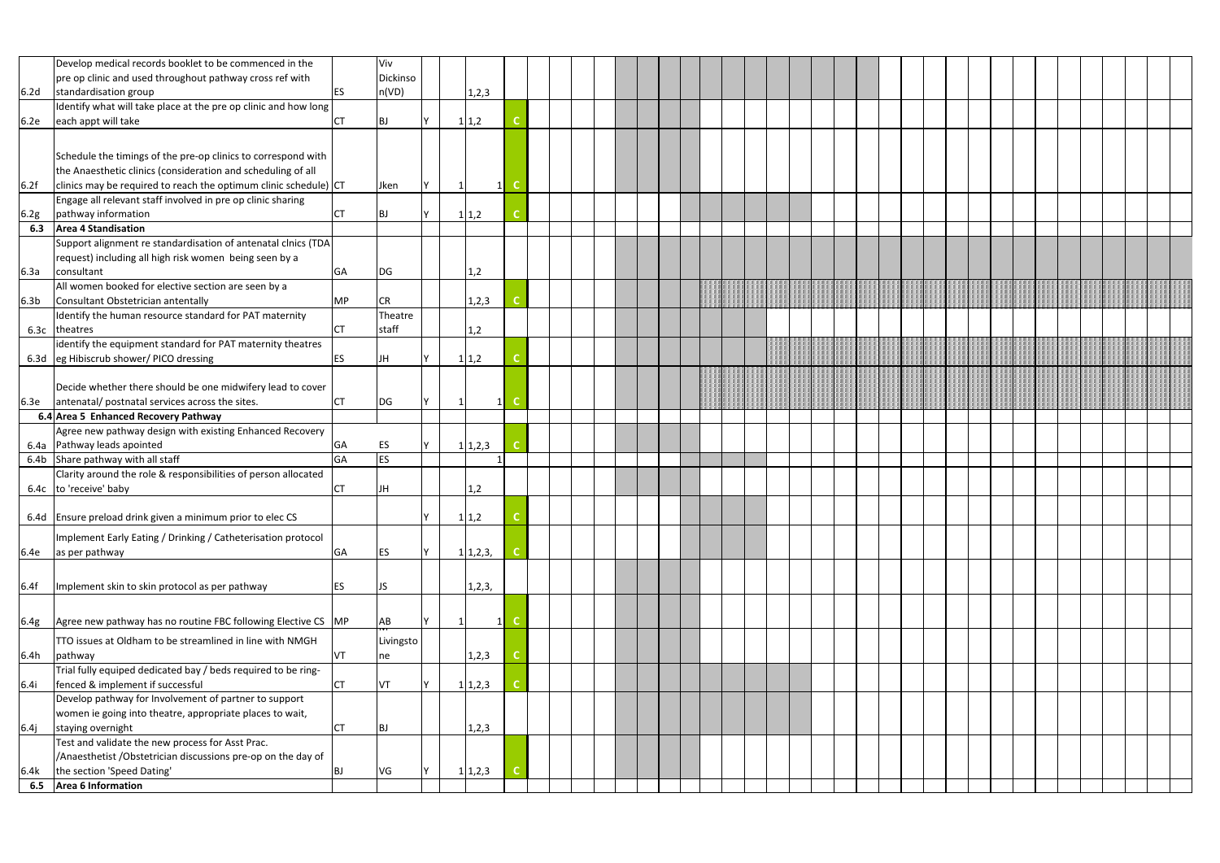| | | | | | | | |
|---|---|---|---|---|---|---|---|
| 6.2d | Develop medical records booklet to be commenced in the pre op clinic and used throughout pathway cross ref with standardisation group | ES | Viv Dickinson(VD) | | | 1,2,3 | |
| 6.2e | Identify what will take place at the pre op clinic and how long each appt will take | CT | BJ | Y | 1 | 1,2 | C |
| 6.2f | Schedule the timings of the pre-op clinics to correspond with the Anaesthetic clinics (consideration and scheduling of all clinics may be required to reach the optimum clinic schedule) | CT | Jken | Y | 1 | 1 | C |
| 6.2g | Engage all relevant staff involved in pre op clinic sharing pathway information | CT | BJ | Y | 1 | 1,2 | C |
| **6.3** | **Area 4 Standisation** | | | | | | |
| 6.3a | Support alignment re standardisation of antenatal clnics (TDA request) including all high risk women being seen by a consultant | GA | DG | | | 1,2 | |
| 6.3b | All women booked for elective section are seen by a Consultant Obstetrician antentally | MP | CR | | | 1,2,3 | C |
| 6.3c | Identify the human resource standard for PAT maternity theatres | CT | Theatre staff | | | 1,2 | |
| 6.3d | identify the equipment standard for PAT maternity theatres eg Hibiscrub shower/ PICO dressing | ES | JH | Y | 1 | 1,2 | C |
| 6.3e | Decide whether there should be one midwifery lead to cover antenatal/ postnatal services across the sites. | CT | DG | Y | 1 | 1 | C |
| **6.4** | **Area 5 Enhanced Recovery Pathway** | | | | | | |
| 6.4a | Agree new pathway design with existing Enhanced Recovery Pathway leads apointed | GA | ES | Y | 1 | 1,2,3 | C |
| 6.4b | Share pathway with all staff | GA | ES | | | 1 | |
| 6.4c | Clarity around the role & responsibilities of person allocated to 'receive' baby | CT | JH | | | 1,2 | |
| 6.4d | Ensure preload drink given a minimum prior to elec CS | | | Y | 1 | 1,2 | C |
| 6.4e | Implement Early Eating / Drinking / Catheterisation protocol as per pathway | GA | ES | Y | 1 | 1,2,3, | C |
| 6.4f | Implement skin to skin protocol as per pathway | ES | JS | | | 1,2,3, | |
| 6.4g | Agree new pathway has no routine FBC following Elective CS | MP | AB | Y | 1 | 1 | C |
| 6.4h | TTO issues at Oldham to be streamlined in line with NMGH pathway | VT | Livingstone | | | 1,2,3 | C |
| 6.4i | Trial fully equiped dedicated bay / beds required to be ring-fenced & implement if successful | CT | VT | Y | 1 | 1,2,3 | C |
| 6.4j | Develop pathway for Involvement of partner to support women ie going into theatre, appropriate places to wait, staying overnight | CT | BJ | | | 1,2,3 | |
| 6.4k | Test and validate the new process for Asst Prac. /Anaesthetist /Obstetrician discussions pre-op on the day of the section 'Speed Dating' | BJ | VG | Y | 1 | 1,2,3 | C |
| **6.5** | **Area 6 Information** | | | | | | |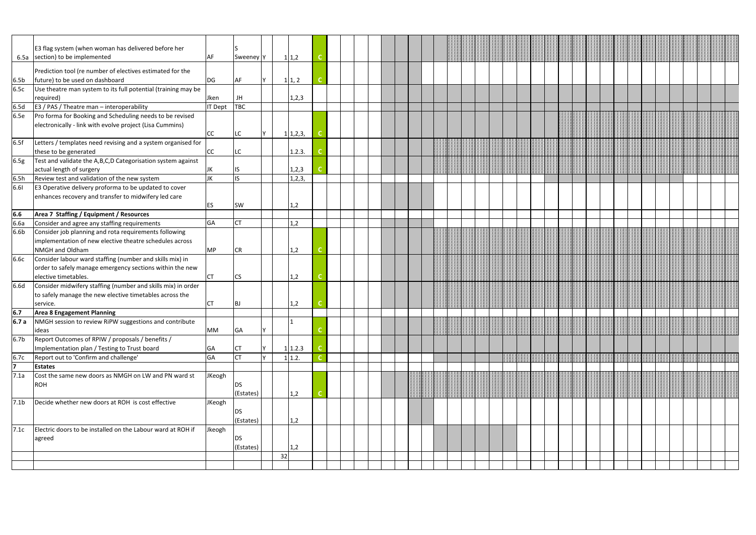| | | | | | | | | |
|---|---|---|---|---|---|---|---|---|
| 6.5a | E3 flag system (when woman has delivered before her section) to be implemented | AF | S Sweeney | Y | 1 | 1,2 | C | |
| 6.5b | Prediction tool (re number of electives estimated for the future) to be used on dashboard | DG | AF | Y | 1 | 1, 2 | C | |
| 6.5c | Use theatre man system to its full potential (training may be required) | Jken | JH | | | 1,2,3 | | |
| 6.5d | E3 / PAS / Theatre man – interoperability | IT Dept | TBC | | | | | |
| 6.5e | Pro forma for Booking and Scheduling needs to be revised electronically - link with evolve project (Lisa Cummins) | CC | LC | Y | 1 | 1,2,3, | C | |
| 6.5f | Letters / templates need revising and a system organised for these to be generated | CC | LC | | | 1.2.3. | C | |
| 6.5g | Test and validate the A,B,C,D Categorisation system against actual length of surgery | JK | IS | | | 1,2,3 | C | |
| 6.5h | Review test and validation of the new system | JK | IS | | | 1,2,3, | | |
| 6.6l | E3 Operative delivery proforma to be updated to cover enhances recovery and transfer to midwifery led care | ES | SW | | | 1,2 | | |
| **6.6** | **Area 7 Staffing / Equipment / Resources** | | | | | | | |
| 6.6a | Consider and agree any staffing requirements | GA | CT | | | 1,2 | | |
| 6.6b | Consider job planning and rota requirements following implementation of new elective theatre schedules across NMGH and Oldham | MP | CR | | | 1,2 | C | |
| 6.6c | Consider labour ward staffing (number and skills mix) in order to safely manage emergency sections within the new elective timetables. | CT | CS | | | 1,2 | C | |
| 6.6d | Consider midwifery staffing (number and skills mix) in order to safely manage the new elective timetables across the service. | CT | BJ | | | 1,2 | C | |
| **6.7** | **Area 8 Engagement Planning** | | | | | | | |
| **6.7 a** | NMGH session to review RiPW suggestions and contribute ideas | MM | GA | Y | | 1 | C | |
| 6.7b | Report Outcomes of RPIW / proposals / benefits / Implementation plan / Testing to Trust board | GA | CT | Y | 1 | 1.2.3 | C | |
| 6.7c | Report out to 'Confirm and challenge' | GA | CT | Y | 1 | 1.2. | C | |
| **7** | **Estates** | | | | | | | |
| 7.1a | Cost the same new doors as NMGH on LW and PN ward st ROH | JKeogh | DS (Estates) | | | 1,2 | C | |
| 7.1b | Decide whether new doors at ROH is cost effective | JKeogh | DS (Estates) | | | 1,2 | | |
| 7.1c | Electric doors to be installed on the Labour ward at ROH if agreed | Jkeogh | DS (Estates) | | | 1,2 | | |
| | | | | | 32 | | | |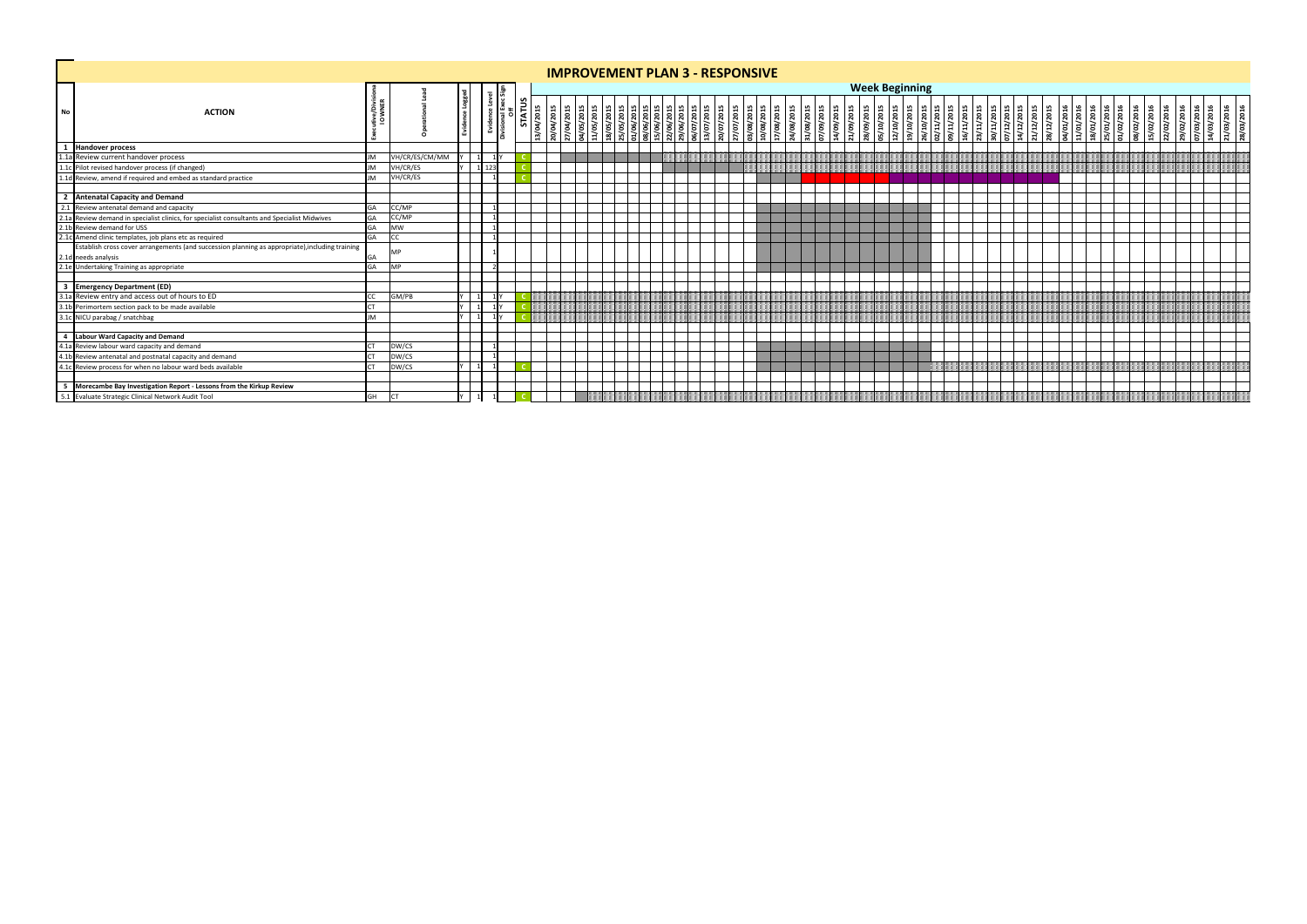# IMPROVEMENT PLAN 3 - RESPONSIVE

| No | ACTION | Executive/Divisional OWNER | Operational Lead | Evidence Logged | | Evidence Level | Divisional Exec Sign Off | STATUS |
|---|---|---|---|---|---|---|---|---|
| 1 | **Handover process** | | | | | | | |
| 1.1a | Review current handover process | JM | VH/CR/ES/CM/MM | Y | 1 | 1 | Y | C |
| 1.1c | Pilot revised handover process (if changed) | JM | VH/CR/ES | Y | 1 | 123 | | C |
| 1.1d | Review, amend if required and embed as standard practice | JM | VH/CR/ES | | | 1 | | C |
| 2 | **Antenatal Capacity and Demand** | | | | | | | |
| 2.1 | Review antenatal demand and capacity | GA | CC/MP | | | 1 | | |
| 2.1a | Review demand in specialist clinics, for specialist consultants and Specialist Midwives | GA | CC/MP | | | 1 | | |
| 2.1b | Review demand for USS | GA | MW | | | 1 | | |
| 2.1c | Amend clinic templates, job plans etc as required | GA | CC | | | 1 | | |
| 2.1d | Establish cross cover arrangements (and succession planning as appropriate),including training needs analysis | GA | MP | | | 1 | | |
| 2.1e | Undertaking Training as appropriate | GA | MP | | | 2 | | |
| 3 | **Emergency Department (ED)** | | | | | | | |
| 3.1a | Review entry and access out of hours to ED | CC | GM/PB | Y | 1 | 1 | Y | C |
| 3.1b | Perimortem section pack to be made available | CT | | Y | 1 | 1 | Y | C |
| 3.1c | NICU parabag / snatchbag | JM | | Y | 1 | 1 | Y | C |
| 4 | **Labour Ward Capacity and Demand** | | | | | | | |
| 4.1a | Review labour ward capacity and demand | CT | DW/CS | | | 1 | | |
| 4.1b | Review antenatal and postnatal capacity and demand | CT | DW/CS | | | 1 | | |
| 4.1c | Review process for when no labour ward beds available | CT | DW/CS | Y | 1 | 1 | | C |
| 5 | **Morecambe Bay Investigation Report - Lessons from the Kirkup Review** | | | | | | | |
| 5.1 | Evaluate Strategic Clinical Network Audit Tool | GH | CT | Y | 1 | 1 | | C |

**Week Beginning:** 13/04/2015, 20/04/2015, 27/04/2015, 04/05/2015, 11/05/2015, 18/05/2015, 25/05/2015, 01/06/2015, 08/06/2015, 15/06/2015, 22/06/2015, 29/06/2015, 06/07/2015, 13/07/2015, 20/07/2015, 27/07/2015, 03/08/2015, 10/08/2015, 17/08/2015, 24/08/2015, 31/08/2015, 07/09/2015, 14/09/2015, 21/09/2015, 28/09/2015, 05/10/2015, 12/10/2015, 19/10/2015, 26/10/2015, 02/11/2015, 09/11/2015, 16/11/2015, 23/11/2015, 30/11/2015, 07/12/2015, 14/12/2015, 21/12/2015, 28/12/2015, 04/01/2016, 11/01/2016, 18/01/2016, 25/01/2016, 01/02/2016, 08/02/2016, 15/02/2016, 22/02/2016, 29/02/2016, 07/03/2016, 14/03/2016, 21/03/2016, 28/03/2016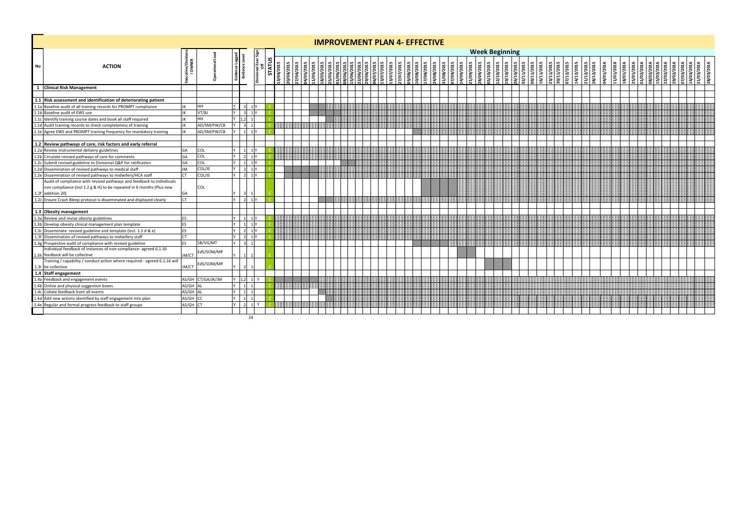# IMPROVEMENT PLAN 4- EFFECTIVE

| No | ACTION | Executive/Divisional OWNER | Operational Lead | Evidence Logged | Evidence Level | Divisional Exec Sign Off | STATUS |
|---|---|---|---|---|---|---|---|
| 1 | **Clinical Risk Management** | | | | | | |
| 1.1 | **Risk assessment and identification of deteriorating patient** | | | | | | |
| 1.1a | Baseline audit of all training records for PROMPT compliance | JK | HH | Y | 3 | 1 Y | C |
| 1.1b | Baseline audit of EWS use | JK | VT/BJ | Y | 3 | 1 Y | C |
| 1.1c | Identify training course dates and book all staff required | JK | HH | Y | 1,2 | 1 | C |
| 1.1d | Audit training records to check completeness of training | JK | AD/SM/PW/CB | Y | 3 | 1 | C |
| 1.1e | Agree EWS and PROMPT training frequency for mandatory training | JK | AD/SM/PW/CB | Y | 1 | 1 Y | C |
| 1.2 | **Review pathways of care, risk factors and early referral** | | | | | | |
| 1.2a | Review instrumental delivery guidelines | GA | COL | Y | 1 | 1 Y | C |
| 1.2b | Circulate revised pathways of care for comments | GA | COL | Y | 2 | 1 Y | C |
| 1.2c | Submit revised guideline to Divisional Q&P for ratification | GA | COL | Y | 1 | 1 Y | C |
| 1.2d | Dissemination of revised pathways to medical staff | JM | COL/IS | Y | 2 | 1 Y | C |
| 1.2e | Dissemination of revised pathways to midwifery/HCA staff | CT | COL/IS | Y | 2 | 1 Y | C |
| 1.2f | Audit of compliance with revised pathways and feedback to indivdiuals non compliance (incl 1.2 g & H) to be repeated in 6 months (Plus new addition 20) | GA | COL | Y | 3 | 1 | C |
| 1.2J | Ensure Crash Bleep protocol is disseminated and displayed clearly | CT | | Y | 2 | 1 Y | C |
| 1.3 | **Obesity management** | | | | | | |
| 1.3a | Review and revise obesity guidelines | ES | | Y | 1 | 1 Y | C |
| 1.3b | Develop obesity clinical management plan template | ES | | Y | 1 | 1 Y | C |
| 1.3c | Disseminate revised guideline and template (incl. 1.3 d & e) | ES | | Y | 2 | 1 Y | C |
| 1.3f | Dissemination of revised pathways to midwifery staff | CT | | Y | 2 | 1 Y | C |
| 1.3g | Prospective audit of compliance with revised guideline | ES | SB/VG/MT | Y | 3 | 1 | C |
| 1.3h | Individual feedback of instances of non-compliance- agreed 6.1.16 feedback will be collective | JM/CT | EdS/SOM/MP | Y | 1 | 1 | C |
| 1.3i | Training / capability / conduct action where required - agreed 6.1.16 will be collective | JM/CT | EdS/SOM/MP | Y | 2 | 1 | C |
| 1.4 | **Staff engagement** | | | | | | |
| 1.4a | Feedback and engagement events | AS/GH | CT/GA/JK/JM | Y | 1,2 | 1 Y | C |
| 1.4b | Online and physical suggestion boxes | AS/GH | AL | Y | 1 | 1 | C |
| 1.4c | Collate feedback from all events | AS/GH | AL | Y | 1 | 1 | C |
| 1.4d | Add new actions identified by staff engagement into plan | AS/GH | CC | Y | 1 | 1 | C |
| 1.4e | Regular and formal progress feedback to staff groups | AS/GH | CT | Y | 2 | 1 Y | C |

Week Beginning: 13/04/2015, 20/04/2015, 27/04/2015, 04/05/2015, 11/05/2015, 18/05/2015, 25/05/2015, 01/06/2015, 08/06/2015, 15/06/2015, 22/06/2015, 29/06/2015, 06/07/2015, 13/07/2015, 20/07/2015, 27/07/2015, 03/08/2015, 10/08/2015, 17/08/2015, 24/08/2015, 31/08/2015, 07/09/2015, 14/09/2015, 21/09/2015, 28/09/2015, 05/10/2015, 12/10/2015, 19/10/2015, 26/10/2015, 02/11/2015, 09/11/2015, 16/11/2015, 23/11/2015, 30/11/2015, 07/12/2015, 14/12/2015, 21/12/2015, 28/12/2015, 04/01/2016, 11/01/2016, 18/01/2016, 25/01/2016, 01/02/2016, 08/02/2016, 15/02/2016, 22/02/2016, 29/02/2016, 07/03/2016, 14/03/2016, 21/03/2016, 28/03/2016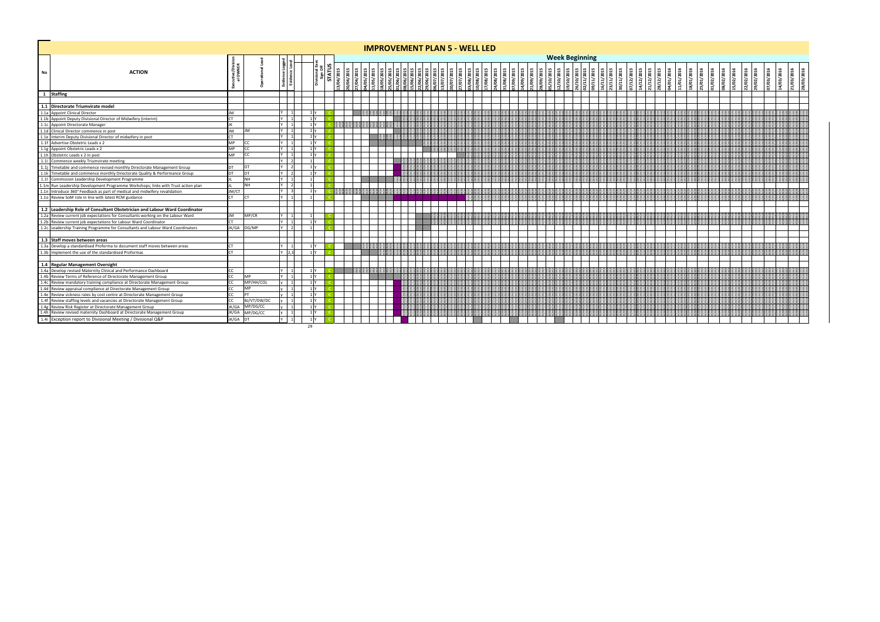# IMPROVEMENT PLAN 5 - WELL LED

| No | ACTION | Executive/Divisional OWNER | Operational Lead | Evidence Logged | Evidence Level | | Divisional Exec Sign Off | STATUS |
|---|---|---|---|---|---|---|---|---|
| **1** | **Staffing** | | | | | | | |
| **1.1** | **Directorate Triumvirate model** | | | | | | | |
| 1.1a | Appoint Clinical Director | JM | | Y | 1 | 1 | Y | C |
| 1.1b | Appoint Deputy Divisional Director of Midwifery (interim) | CT | | Y | 1 | 1 | Y | C |
| 1.1c | Appoint Directorate Manager | JK | | Y | 1 | 1 | Y | C |
| 1.1d | Clinical Director commence in post | JM | JM | Y | 1 | 1 | Y | C |
| 1.1e | Interim Deputy Divisional Director of midwifery in post | CT | | Y | 1 | 1 | Y | C |
| 1.1f | Advertise Obstetric Leads x 2 | MP | CC | Y | 1 | 1 | Y | C |
| 1.1g | Appoint Obstetric Leads x 2 | MP | CC | Y | 1 | 1 | Y | C |
| 1.1h | Obstetric Leads x 2 in post | MP | CC | Y | 1 | 1 | Y | C |
| 1.1i | Commence weekly Triumvirate meeting | | | Y | 2 | 1 | | C |
| 1.1j | Timetable and commence revised monthly Directorate Management Group | DT | DT | Y | 2 | 1 | Y | C |
| 1.1k | Timetable and commence monthly Directorate Quality & Performance Group | DT | DT | Y | 2 | 1 | Y | C |
| 1.1l | Commission Leadership Development Programme | JL | NH | Y | 1 | 1 | | C |
| 1.1m | Run Leadership Development Programme Workshops; links with Trust action plan | JL | NH | Y | 2 | 1 | | C |
| 1.1n | Introduce 360° Feedback as part of medical and midwifery revalidation | JM/CT | | Y | 3 | 1 | Y | C |
| 1.1o | Review SoM role in line with latest RCM guidance | CT | CT | Y | 1 | 1 | | C |
| **1.2** | **Leadership Role of Consultant Obstetrician and Labour Ward Coordinator** | | | | | | | |
| 1.2a | Review current job expectations for Consultants working on the Labour Ward | JM | MP/CR | Y | 1 | 1 | | C |
| 1.2b | Review current job expectations for Labour Ward Coordinator | CT | | Y | 1 | 1 | Y | C |
| 1.2c | Leadership Training Programme for Consultants and Labour Ward Coordinators | JK/GA | DG/MP | Y | 2 | 1 | | C |
| **1.3** | **Staff moves between areas** | | | | | | | |
| 1.3a | Develop a standardised Proforma to document staff moves between areas | CT | | Y | 1 | 1 | Y | C |
| 1.3b | Implement the use of the standardised Proformas | CT | | Y | 2,3 | 1 | Y | C |
| **1.4** | **Regular Management Oversight** | | | | | | | |
| 1.4a | Develop revised Maternity Clinical and Performance Dashboard | CC | | Y | 1 | 1 | Y | C |
| 1.4b | Review Terms of Reference of Directorate Management Group | CC | MP | Y | 1 | 1 | Y | C |
| 1.4c | Review mandatory training compliance at Directorate Management Group | CC | MP/HH/COL | y | 1 | 1 | Y | C |
| 1.4d | Review appraisal compliance at Directorate Management Group | CC | MP | y | 1 | 1 | Y | C |
| 1.4e | Review sickness rates by cost centre at Directorate Management Group | CC | PT | y | 1 | 1 | Y | C |
| 1.4f | Review staffing levels and vacancies at Directorate Management Group | CC | BJ/VT/DW/DC | y | 1 | 1 | Y | C |
| 1.4g | Review Risk Register at Directorate Management Group | JK/GA | MP/DG/CC | y | 1 | 1 | Y | C |
| 1.4h | Review revised maternity Dashboard at Directorate Management Group | JK/GA | MP/DG/CC | y | 1 | 1 | Y | C |
| 1.4i | Exception report to Divisional Meeting / Divisional Q&P | JK/GA | DT | Y | 1 | 1 | Y | C |
| | | | | | | 29 | | |

**Week Beginning:** 13/04/2015, 20/04/2015, 27/04/2015, 04/05/2015, 11/05/2015, 18/05/2015, 25/05/2015, 01/06/2015, 08/06/2015, 15/06/2015, 22/06/2015, 29/06/2015, 06/07/2015, 13/07/2015, 20/07/2015, 27/07/2015, 03/08/2015, 10/08/2015, 17/08/2015, 24/08/2015, 31/08/2015, 07/09/2015, 14/09/2015, 21/09/2015, 28/09/2015, 05/10/2015, 12/10/2015, 19/10/2015, 26/10/2015, 02/11/2015, 09/11/2015, 16/11/2015, 23/11/2015, 30/11/2015, 07/12/2015, 14/12/2015, 21/12/2015, 28/12/2015, 04/01/2016, 11/01/2016, 18/01/2016, 25/01/2016, 01/02/2016, 08/02/2016, 15/02/2016, 22/02/2016, 29/02/2016, 07/03/2016, 14/03/2016, 21/03/2016, 28/03/2016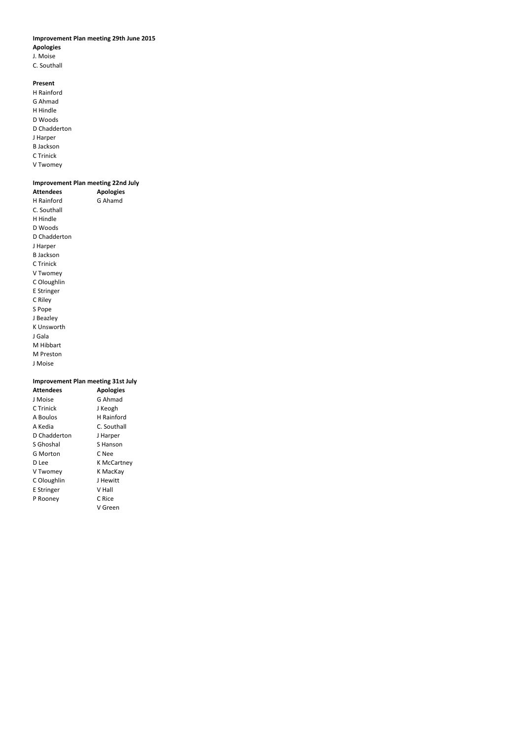**Improvement Plan meeting 29th June 2015**

**Apologies**

J. Moise
C. Southall

**Present**

H Rainford
G Ahmad
H Hindle
D Woods
D Chadderton
J Harper
B Jackson
C Trinick
V Twomey

**Improvement Plan meeting 22nd July**

| **Attendees** | **Apologies** |
| --- | --- |
| H Rainford | G Ahamd |
| C. Southall | |
| H Hindle | |
| D Woods | |
| D Chadderton | |
| J Harper | |
| B Jackson | |
| C Trinick | |
| V Twomey | |
| C Oloughlin | |
| E Stringer | |
| C Riley | |
| S Pope | |
| J Beazley | |
| K Unsworth | |
| J Gala | |
| M Hibbart | |
| M Preston | |
| J Moise | |

**Improvement Plan meeting 31st July**

| **Attendees** | **Apologies** |
| --- | --- |
| J Moise | G Ahmad |
| C Trinick | J Keogh |
| A Boulos | H Rainford |
| A Kedia | C. Southall |
| D Chadderton | J Harper |
| S Ghoshal | S Hanson |
| G Morton | C Nee |
| D Lee | K McCartney |
| V Twomey | K MacKay |
| C Oloughlin | J Hewitt |
| E Stringer | V Hall |
| P Rooney | C Rice |
| | V Green |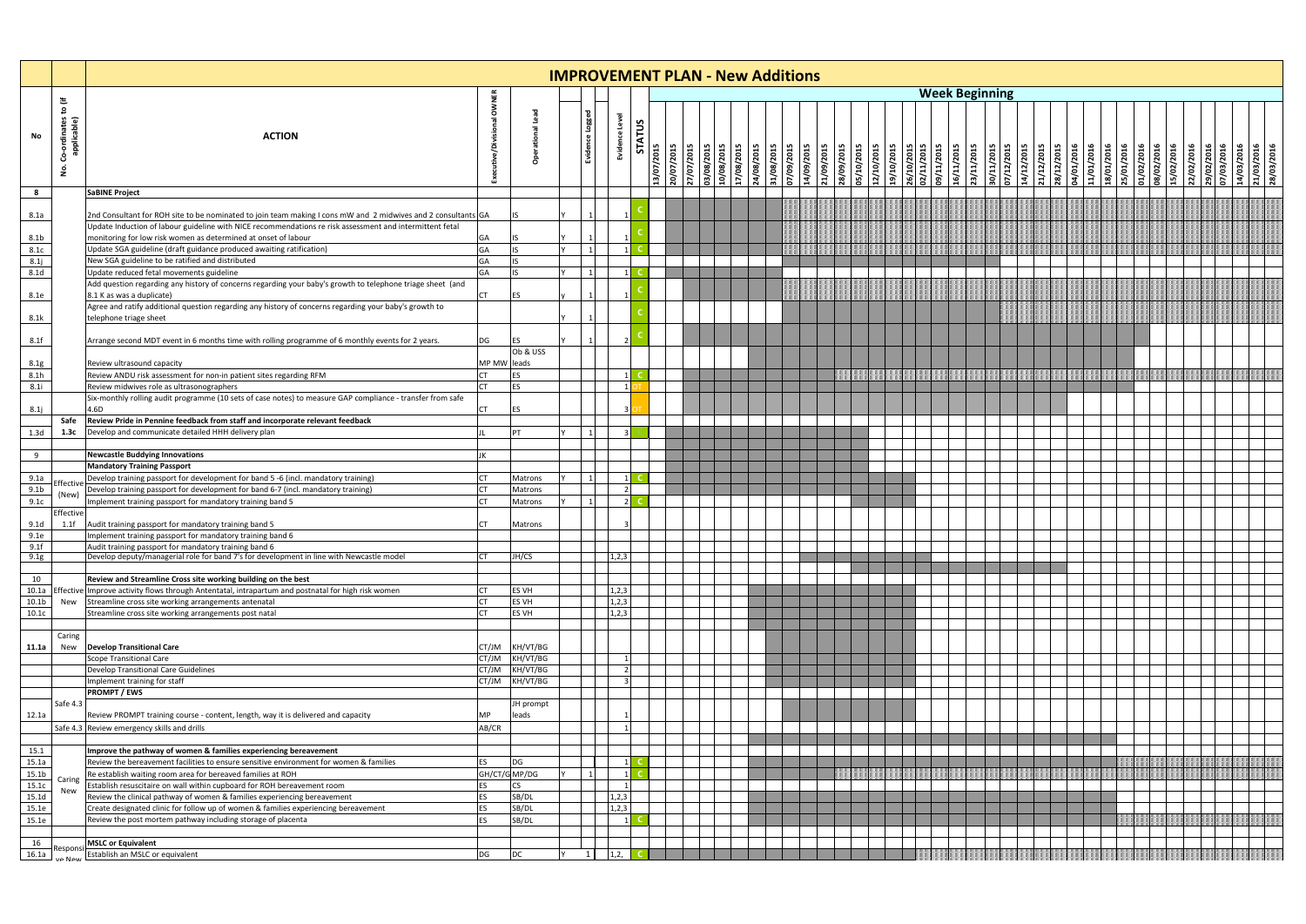# IMPROVEMENT PLAN - New Additions

| No | No. Co-ordinates to (if applicable) | ACTION | Executive/Divisional OWNER | Operational Lead | | Evidence Logged | | Evidence Level | STATUS |
|---|---|---|---|---|---|---|---|---|---|
| 8 | | **SaBINE Project** | | | | | | | |
| 8.1a | | 2nd Consultant for ROH site to be nominated to join team making I cons mW and 2 midwives and 2 consultants | GA | IS | Y | 1 | | 1 | C |
| 8.1b | | Update Induction of labour guideline with NICE recommendations re risk assessment and intermittent fetal monitoring for low risk women as determined at onset of labour | GA | IS | Y | 1 | | 1 | C |
| 8.1c | | Update SGA guideline (draft guidance produced awaiting ratification) | GA | IS | Y | 1 | | 1 | C |
| 8.1j | | New SGA guideline to be ratified and distributed | GA | IS | | | | | |
| 8.1d | | Update reduced fetal movements guideline | GA | IS | Y | 1 | | 1 | C |
| 8.1e | | Add question regarding any history of concerns regarding your baby's growth to telephone triage sheet (and 8.1 K as was a duplicate) | CT | ES | y | 1 | | 1 | C |
| 8.1k | | Agree and ratify additional question regarding any history of concerns regarding your baby's growth to telephone triage sheet | | | Y | 1 | | | C |
| 8.1f | | Arrange second MDT event in 6 months time with rolling programme of 6 monthly events for 2 years. | DG | ES | Y | 1 | | 2 | C |
| 8.1g | | Review ultrasound capacity | MP MW | Ob & USS leads | | | | | |
| 8.1h | | Review ANDU risk assessment for non-in patient sites regarding RFM | CT | ES | | | | 1 | C |
| 8.1i | | Review midwives role as ultrasonographers | CT | ES | | | | 1 | OT |
| 8.1j | | Six-monthly rolling audit programme (10 sets of case notes) to measure GAP compliance - transfer from safe 4.6D | CT | ES | | | | 3 | OT |
| | Safe | **Review Pride in Pennine feedback from staff and incorporate relevant feedback** | | | | | | | |
| 1.3d | 1.3c | Develop and communicate detailed HHH delivery plan | JL | PT | Y | 1 | | 3 | |
| 9 | | **Newcastle Buddying Innovations** | JK | | | | | | |
| | | **Mandatory Training Passport** | | | | | | | |
| 9.1a | Effective (New) | Develop training passport for development for band 5 -6 (incl. mandatory training) | CT | Matrons | Y | 1 | | 1 | C |
| 9.1b | | Develop training passport for development for band 6-7 (incl. mandatory training) | CT | Matrons | | | | 2 | |
| 9.1c | | Implement training passport for mandatory training band 5 | CT | Matrons | Y | 1 | | 2 | C |
| 9.1d | Effective 1.1f | Audit training passport for mandatory training band 5 | CT | Matrons | | | | 3 | |
| 9.1e | | Implement training passport for mandatory training band 6 | | | | | | | |
| 9.1f | | Audit training passport for mandatory training band 6 | | | | | | | |
| 9.1g | | Develop deputy/managerial role for band 7's for development in line with Newcastle model | CT | JH/CS | | | | 1,2,3 | |
| 10 | | **Review and Streamline Cross site working building on the best** | | | | | | | |
| 10.1a | Effective New | Improve activity flows through Antentatal, intrapartum and postnatal for high risk women | CT | ES VH | | | | 1,2,3 | |
| 10.1b | | Streamline cross site working arrangements antenatal | CT | ES VH | | | | 1,2,3 | |
| 10.1c | | Streamline cross site working arrangements post natal | CT | ES VH | | | | 1,2,3 | |
| 11.1a | Caring New | **Develop Transitional Care** | CT/JM | KH/VT/BG | | | | | |
| | | Scope Transitional Care | CT/JM | KH/VT/BG | | | | 1 | |
| | | Develop Transitional Care Guidelines | CT/JM | KH/VT/BG | | | | 2 | |
| | | Implement training for staff | CT/JM | KH/VT/BG | | | | 3 | |
| | | **PROMPT / EWS** | | | | | | | |
| 12.1a | Safe 4.3 | Review PROMPT training course - content, length, way it is delivered and capacity | MP | JH prompt leads | | | | 1 | |
| | Safe 4.3 | Review emergency skills and drills | AB/CR | | | | | 1 | |
| 15.1 | | **Improve the pathway of women & families experiencing bereavement** | | | | | | | |
| 15.1a | Caring New | Review the bereavement facilities to ensure sensitive environment for women & families | ES | DG | | | | 1 | C |
| 15.1b | | Re establish waiting room area for bereaved families at ROH | GH/CT/G | MP/DG | Y | 1 | | 1 | C |
| 15.1c | | Establish resuscitaire on wall within cupboard for ROH bereavement room | ES | CS | | | | 1 | |
| 15.1d | | Review the clinical pathway of women & families experiencing bereavement | ES | SB/DL | | | | 1,2,3 | |
| 15.1e | | Create designated clinic for follow up of women & families experiencing bereavement | ES | SB/DL | | | | 1,2,3 | |
| 15.1e | | Review the post mortem pathway including storage of placenta | ES | SB/DL | | | | 1 | C |
| 16 | Responsive New | **MSLC or Equivalent** | | | | | | | |
| 16.1a | | Establish an MSLC or equivalent | DG | DC | Y | 1 | | 1,2, | C |

**Week Beginning:** 13/07/2015, 20/07/2015, 27/07/2015, 03/08/2015, 10/08/2015, 17/08/2015, 24/08/2015, 31/08/2015, 07/09/2015, 14/09/2015, 21/09/2015, 28/09/2015, 05/10/2015, 12/10/2015, 19/10/2015, 26/10/2015, 02/11/2015, 09/11/2015, 16/11/2015, 23/11/2015, 30/11/2015, 07/12/2015, 14/12/2015, 21/12/2015, 28/12/2015, 04/01/2016, 11/01/2016, 18/01/2016, 25/01/2016, 01/02/2016, 08/02/2016, 15/02/2016, 22/02/2016, 29/02/2016, 07/03/2016, 14/03/2016, 21/03/2016, 28/03/2016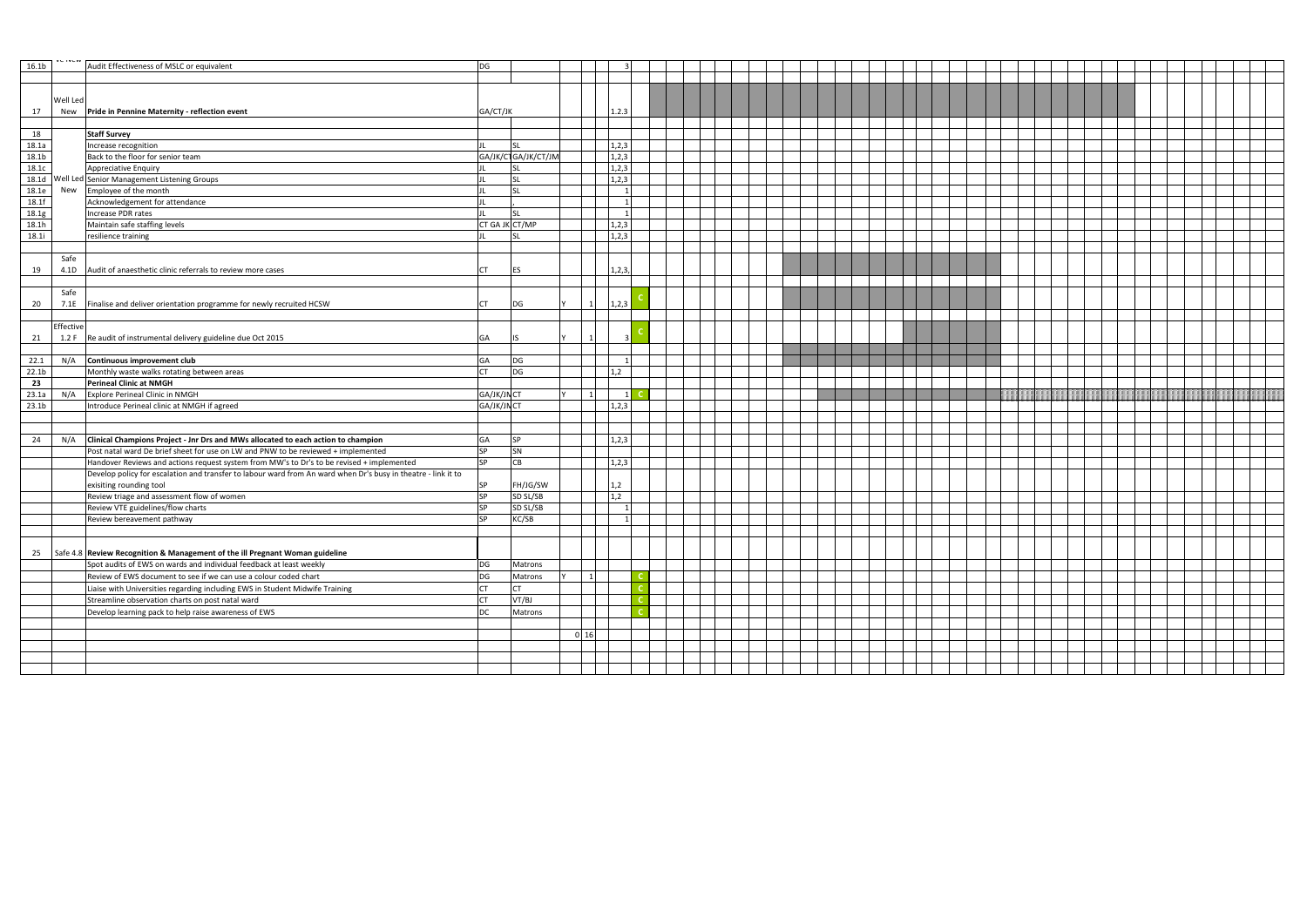| | | | | | | | | | |
|---|---|---|---|---|---|---|---|---|---|
| 16.1b | | Audit Effectiveness of MSLC or equivalent | DG | | | | | 3 | |
| | | | | | | | | | |
| 17 | Well Led New | **Pride in Pennine Maternity - reflection event** | GA/CT/JK | | | | | 1.2.3 | |
| | | | | | | | | | |
| 18 | | **Staff Survey** | | | | | | | |
| 18.1a | | Increase recognition | JL | SL | | | | 1,2,3 | |
| 18.1b | | Back to the floor for senior team | GA/JK/CT | GA/JK/CT/JM | | | | 1,2,3 | |
| 18.1c | | Appreciative Enquiry | JL | SL | | | | 1,2,3 | |
| 18.1d | Well Led | Senior Management Listening Groups | JL | SL | | | | 1,2,3 | |
| 18.1e | New | Employee of the month | JL | SL | | | | 1 | |
| 18.1f | | Acknowledgement for attendance | JL | , | | | | 1 | |
| 18.1g | | Increase PDR rates | JL | SL | | | | 1 | |
| 18.1h | | Maintain safe staffing levels | CT GA JK | CT/MP | | | | 1,2,3 | |
| 18.1i | | resilience training | JL | SL | | | | 1,2,3 | |
| | | | | | | | | | |
| 19 | Safe 4.1D | Audit of anaesthetic clinic referrals to review more cases | CT | ES | | | | 1,2,3, | |
| | | | | | | | | | |
| 20 | Safe 7.1E | Finalise and deliver orientation programme for newly recruited HCSW | CT | DG | Y | | 1 | 1,2,3 | C |
| | | | | | | | | | |
| 21 | Effective 1.2 F | Re audit of instrumental delivery guideline due Oct 2015 | GA | IS | Y | | 1 | 3 | C |
| | | | | | | | | | |
| 22.1 | N/A | **Continuous improvement club** | GA | DG | | | | 1 | |
| 22.1b | | Monthly waste walks rotating between areas | CT | DG | | | | 1,2 | |
| **23** | | **Perineal Clinic at NMGH** | | | | | | | |
| 23.1a | N/A | Explore Perineal Clinic in NMGH | GA/JK/JM | CT | Y | | 1 | 1 | C |
| 23.1b | | Introduce Perineal clinic at NMGH if agreed | GA/JK/JM | CT | | | | 1,2,3 | |
| | | | | | | | | | |
| 24 | N/A | **Clinical Champions Project - Jnr Drs and MWs allocated to each action to champion** | GA | SP | | | | 1,2,3 | |
| | | Post natal ward De brief sheet for use on LW and PNW to be reviewed + implemented | SP | SN | | | | | |
| | | Handover Reviews and actions request system from MW's to Dr's to be revised + implemented | SP | CB | | | | 1,2,3 | |
| | | Develop policy for escalation and transfer to labour ward from An ward when Dr's busy in theatre - link it to exisiting rounding tool | SP | FH/JG/SW | | | | 1,2 | |
| | | Review triage and assessment flow of women | SP | SD SL/SB | | | | 1,2 | |
| | | Review VTE guidelines/flow charts | SP | SD SL/SB | | | | 1 | |
| | | Review bereavement pathway | SP | KC/SB | | | | 1 | |
| | | | | | | | | | |
| 25 | Safe 4.8 | **Review Recognition & Management of the ill Pregnant Woman guideline** | | | | | | | |
| | | Spot audits of EWS on wards and individual feedback at least weekly | DG | Matrons | | | | | |
| | | Review of EWS document to see if we can use a colour coded chart | DG | Matrons | Y | | 1 | | C |
| | | Liaise with Universities regarding including EWS in Student Midwife Training | CT | CT | | | | | C |
| | | Streamline observation charts on post natal ward | CT | VT/BJ | | | | | C |
| | | Develop learning pack to help raise awareness of EWS | DC | Matrons | | | | | C |
| | | | | | | | | | |
| | | | | | | 0 | 16 | | |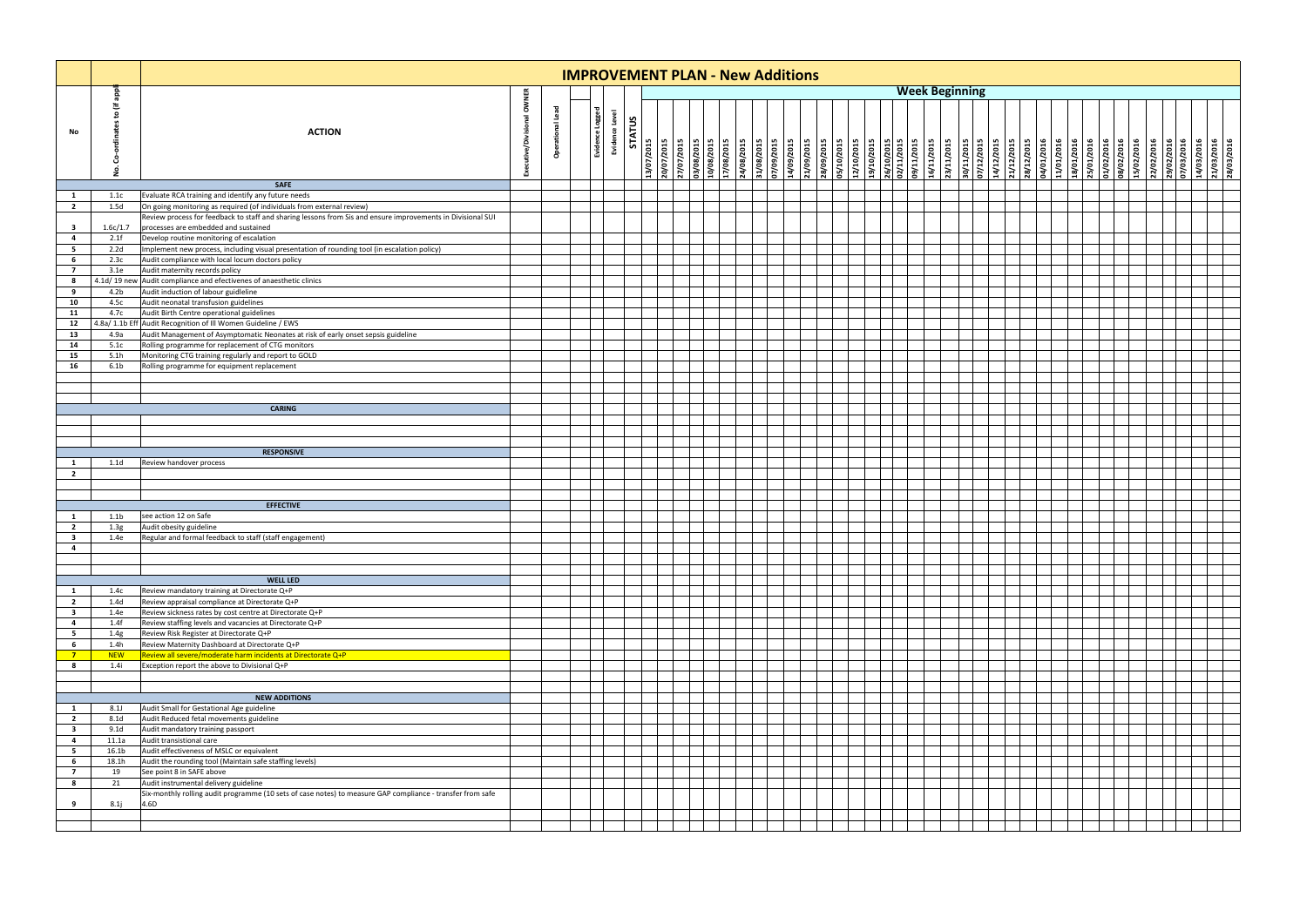# IMPROVEMENT PLAN - New Additions

**Week Beginning:** 13/07/2015, 20/07/2015, 27/07/2015, 03/08/2015, 10/08/2015, 17/08/2015, 24/08/2015, 31/08/2015, 07/09/2015, 14/09/2015, 21/09/2015, 28/09/2015, 05/10/2015, 12/10/2015, 19/10/2015, 26/10/2015, 02/11/2015, 09/11/2015, 16/11/2015, 23/11/2015, 30/11/2015, 07/12/2015, 14/12/2015, 21/12/2015, 28/12/2015, 04/01/2016, 11/01/2016, 18/01/2016, 25/01/2016, 01/02/2016, 08/02/2016, 15/02/2016, 22/02/2016, 29/02/2016, 07/03/2016, 14/03/2016, 21/03/2016, 28/03/2016

| No | No. Co-ordinates to (if appl | ACTION | Executive/Divisional OWNER | Operational Lead | | Evidence Logged | Evidence Level | STATUS |
|---|---|---|---|---|---|---|---|---|
| | | **SAFE** | | | | | | |
| 1 | 1.1c | Evaluate RCA training and identify any future needs | | | | | | |
| 2 | 1.5d | On going monitoring as required (of individuals from external review) | | | | | | |
| 3 | 1.6c/1.7 | Review process for feedback to staff and sharing lessons from SIs and ensure improvements in Divisional SUI processes are embedded and sustained | | | | | | |
| 4 | 2.1f | Develop routine monitoring of escalation | | | | | | |
| 5 | 2.2d | Implement new process, including visual presentation of rounding tool (in escalation policy) | | | | | | |
| 6 | 2.3c | Audit compliance with local locum doctors policy | | | | | | |
| 7 | 3.1e | Audit maternity records policy | | | | | | |
| 8 | 4.1d/ 19 new | Audit compliance and efectivenes of anaesthetic clinics | | | | | | |
| 9 | 4.2b | Audit induction of labour guideline | | | | | | |
| 10 | 4.5c | Audit neonatal transfusion guidelines | | | | | | |
| 11 | 4.7c | Audit Birth Centre operational guidelines | | | | | | |
| 12 | 4.8a/ 1.1b Eff | Audit Recognition of Ill Women Guideline / EWS | | | | | | |
| 13 | 4.9a | Audit Management of Asymptomatic Neonates at risk of early onset sepsis guideline | | | | | | |
| 14 | 5.1c | Rolling programme for replacement of CTG monitors | | | | | | |
| 15 | 5.1h | Monitoring CTG training regularly and report to GOLD | | | | | | |
| 16 | 6.1b | Rolling programme for equipment replacement | | | | | | |
| | | **CARING** | | | | | | |
| | | **RESPONSIVE** | | | | | | |
| 1 | 1.1d | Review handover process | | | | | | |
| 2 | | | | | | | | |
| | | **EFFECTIVE** | | | | | | |
| 1 | 1.1b | see action 12 on Safe | | | | | | |
| 2 | 1.3g | Audit obesity guideline | | | | | | |
| 3 | 1.4e | Regular and formal feedback to staff (staff engagement) | | | | | | |
| 4 | | | | | | | | |
| | | **WELL LED** | | | | | | |
| 1 | 1.4c | Review mandatory training at Directorate Q+P | | | | | | |
| 2 | 1.4d | Review appraisal compliance at Directorate Q+P | | | | | | |
| 3 | 1.4e | Review sickness rates by cost centre at Directorate Q+P | | | | | | |
| 4 | 1.4f | Review staffing levels and vacancies at Directorate Q+P | | | | | | |
| 5 | 1.4g | Review Risk Register at Directorate Q+P | | | | | | |
| 6 | 1.4h | Review Maternity Dashboard at Directorate Q+P | | | | | | |
| 7 | NEW | Review all severe/moderate harm incidents at Directorate Q+P | | | | | | |
| 8 | 1.4i | Exception report the above to Divisional Q+P | | | | | | |
| | | **NEW ADDITIONS** | | | | | | |
| 1 | 8.1l | Audit Small for Gestational Age guideline | | | | | | |
| 2 | 8.1d | Audit Reduced fetal movements guideline | | | | | | |
| 3 | 9.1d | Audit mandatory training passport | | | | | | |
| 4 | 11.1a | Audit transistional care | | | | | | |
| 5 | 16.1b | Audit effectiveness of MSLC or equivalent | | | | | | |
| 6 | 18.1h | Audit the rounding tool (Maintain safe staffing levels) | | | | | | |
| 7 | 19 | See point 8 in SAFE above | | | | | | |
| 8 | 21 | Audit instrumental delivery guideline | | | | | | |
| 9 | 8.1j | Six-monthly rolling audit programme (10 sets of case notes) to measure GAP compliance - transfer from safe 4.6D | | | | | | |